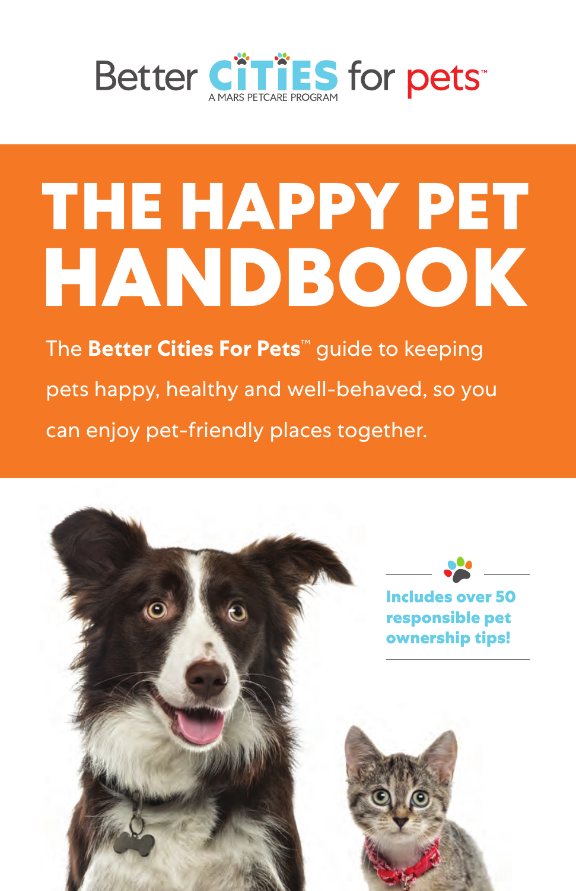Better CITIES for pets™

A MARS PETCARE PROGRAM

# THE HAPPY PET HANDBOOK

The **Better Cities For Pets**™ guide to keeping pets happy, healthy and well-behaved, so you can enjoy pet-friendly places together.

**Includes over 50 responsible pet ownership tips!**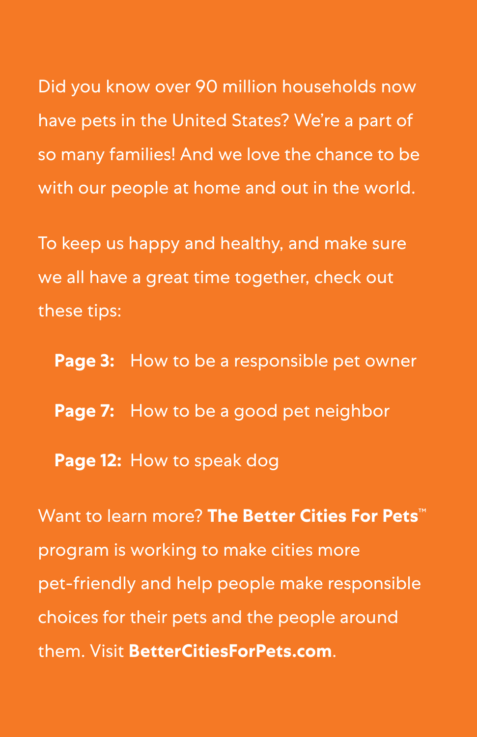Did you know over 90 million households now have pets in the United States? We're a part of so many families! And we love the chance to be with our people at home and out in the world.

To keep us happy and healthy, and make sure we all have a great time together, check out these tips:

- **Page 3:** How to be a responsible pet owner
- **Page 7:** How to be a good pet neighbor
- **Page 12:** How to speak dog

Want to learn more? **The Better Cities For Pets™** program is working to make cities more pet-friendly and help people make responsible choices for their pets and the people around them. Visit **BetterCitiesForPets.com**.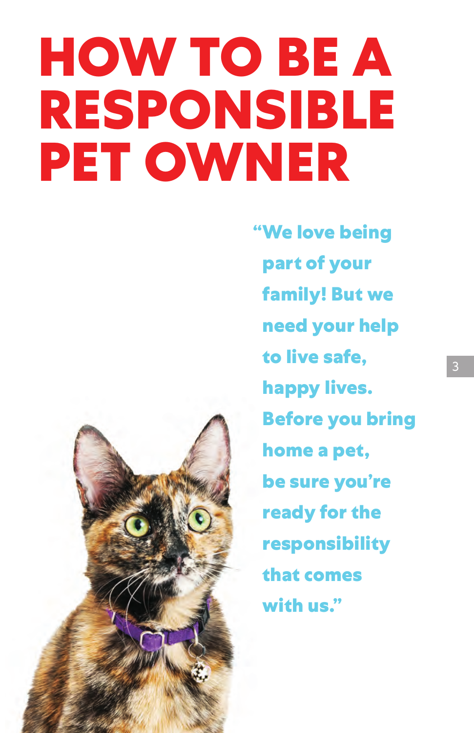# HOW TO BE A RESPONSIBLE PET OWNER

**"We love being part of your family! But we need your help to live safe, happy lives. Before you bring home a pet, be sure you're ready for the responsibility that comes with us."**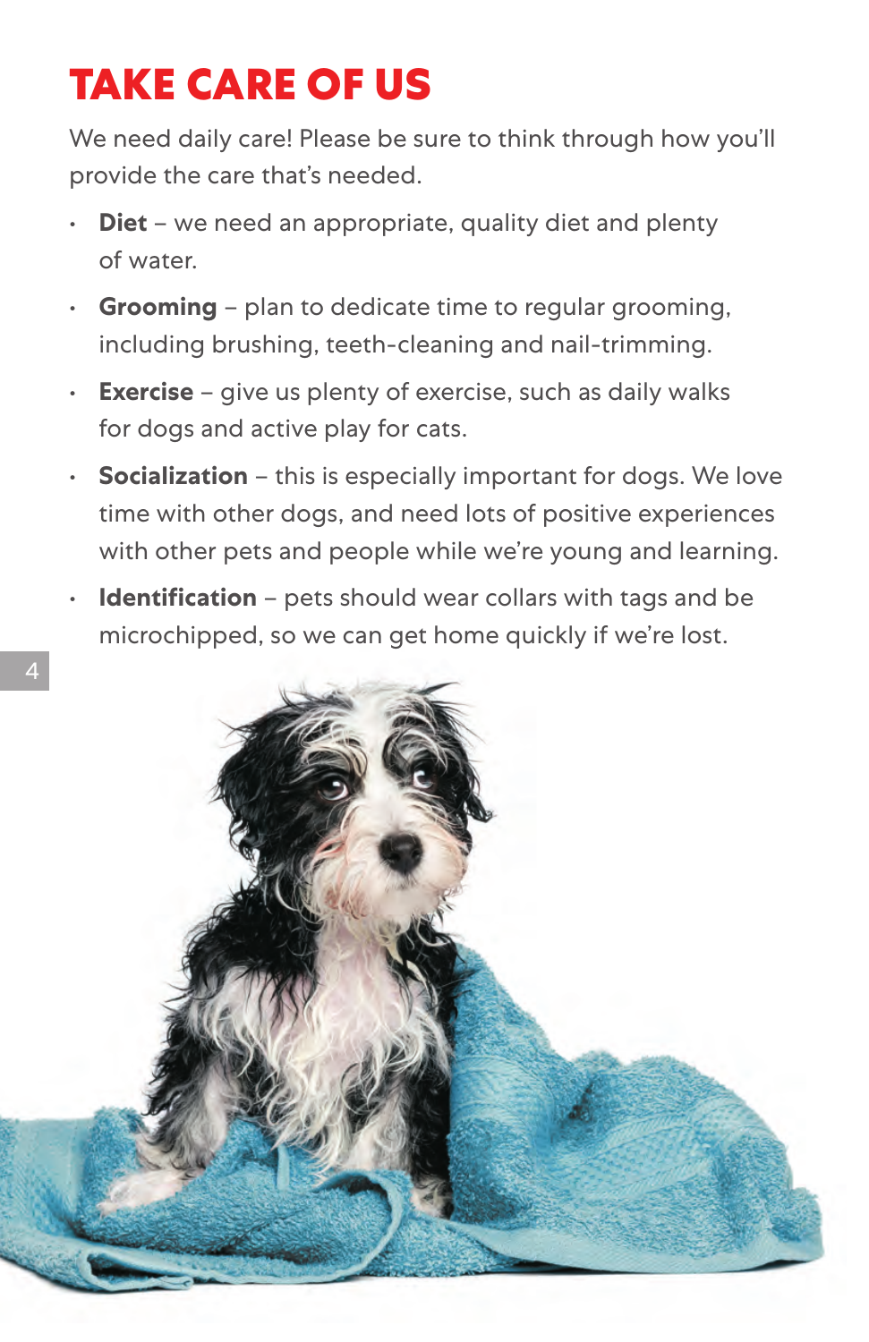# TAKE CARE OF US

We need daily care! Please be sure to think through how you'll provide the care that's needed.

- **Diet** – we need an appropriate, quality diet and plenty of water.
- **Grooming** – plan to dedicate time to regular grooming, including brushing, teeth-cleaning and nail-trimming.
- **Exercise** – give us plenty of exercise, such as daily walks for dogs and active play for cats.
- **Socialization** – this is especially important for dogs. We love time with other dogs, and need lots of positive experiences with other pets and people while we're young and learning.
- **Identification** – pets should wear collars with tags and be microchipped, so we can get home quickly if we're lost.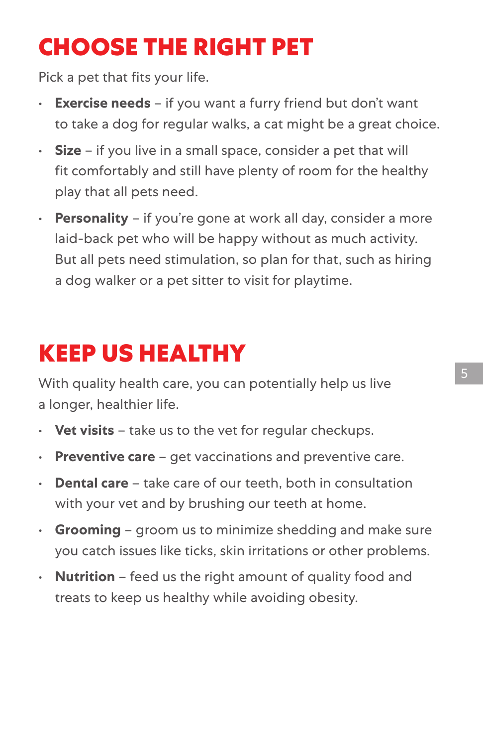# CHOOSE THE RIGHT PET

Pick a pet that fits your life.

- **Exercise needs** – if you want a furry friend but don't want to take a dog for regular walks, a cat might be a great choice.
- **Size** – if you live in a small space, consider a pet that will fit comfortably and still have plenty of room for the healthy play that all pets need.
- **Personality** – if you're gone at work all day, consider a more laid-back pet who will be happy without as much activity. But all pets need stimulation, so plan for that, such as hiring a dog walker or a pet sitter to visit for playtime.

# KEEP US HEALTHY

With quality health care, you can potentially help us live a longer, healthier life.

- **Vet visits** – take us to the vet for regular checkups.
- **Preventive care** – get vaccinations and preventive care.
- **Dental care** – take care of our teeth, both in consultation with your vet and by brushing our teeth at home.
- **Grooming** – groom us to minimize shedding and make sure you catch issues like ticks, skin irritations or other problems.
- **Nutrition** – feed us the right amount of quality food and treats to keep us healthy while avoiding obesity.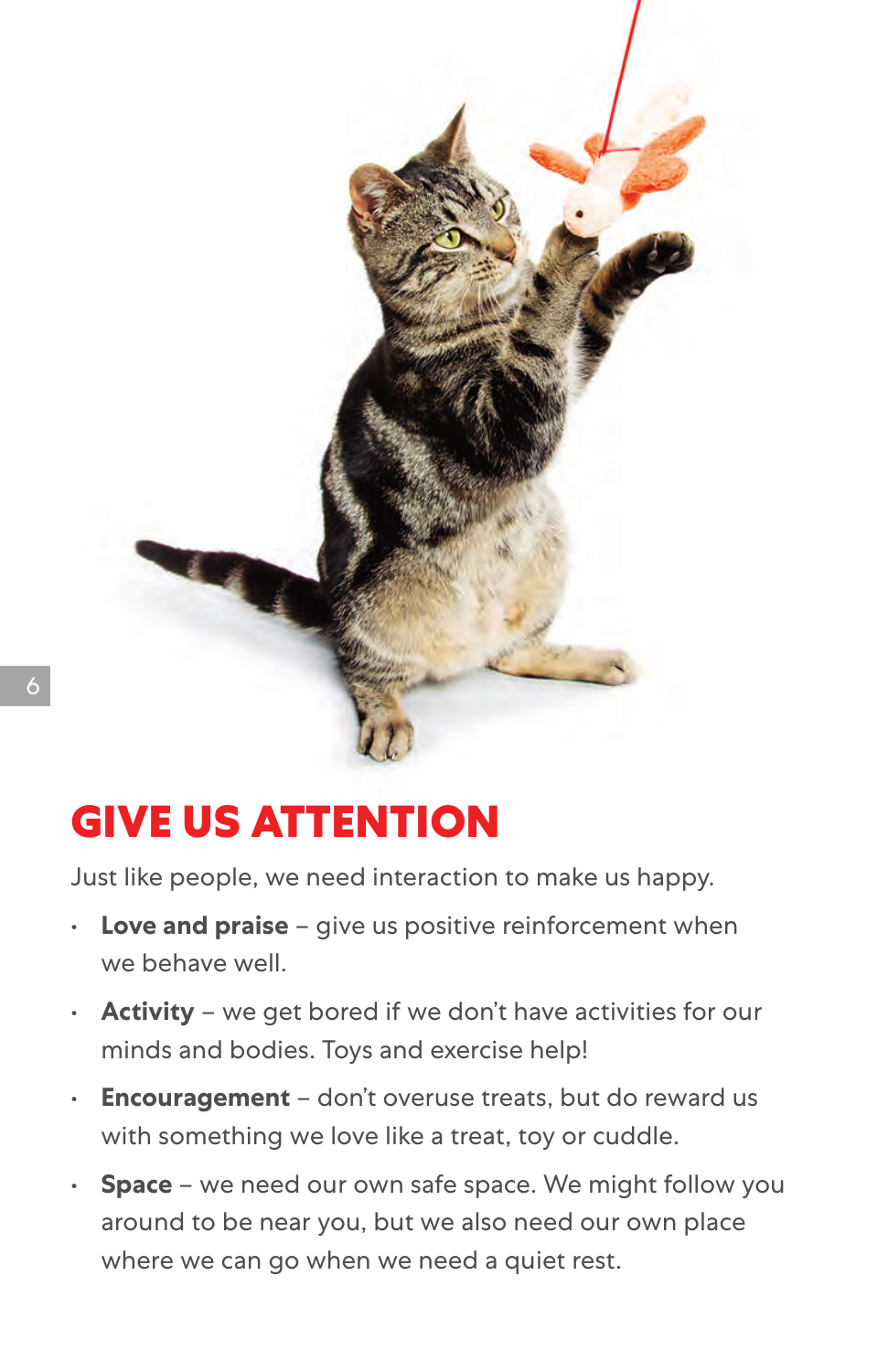# GIVE US ATTENTION

Just like people, we need interaction to make us happy.

- **Love and praise** – give us positive reinforcement when we behave well.
- **Activity** – we get bored if we don't have activities for our minds and bodies. Toys and exercise help!
- **Encouragement** – don't overuse treats, but do reward us with something we love like a treat, toy or cuddle.
- **Space** – we need our own safe space. We might follow you around to be near you, but we also need our own place where we can go when we need a quiet rest.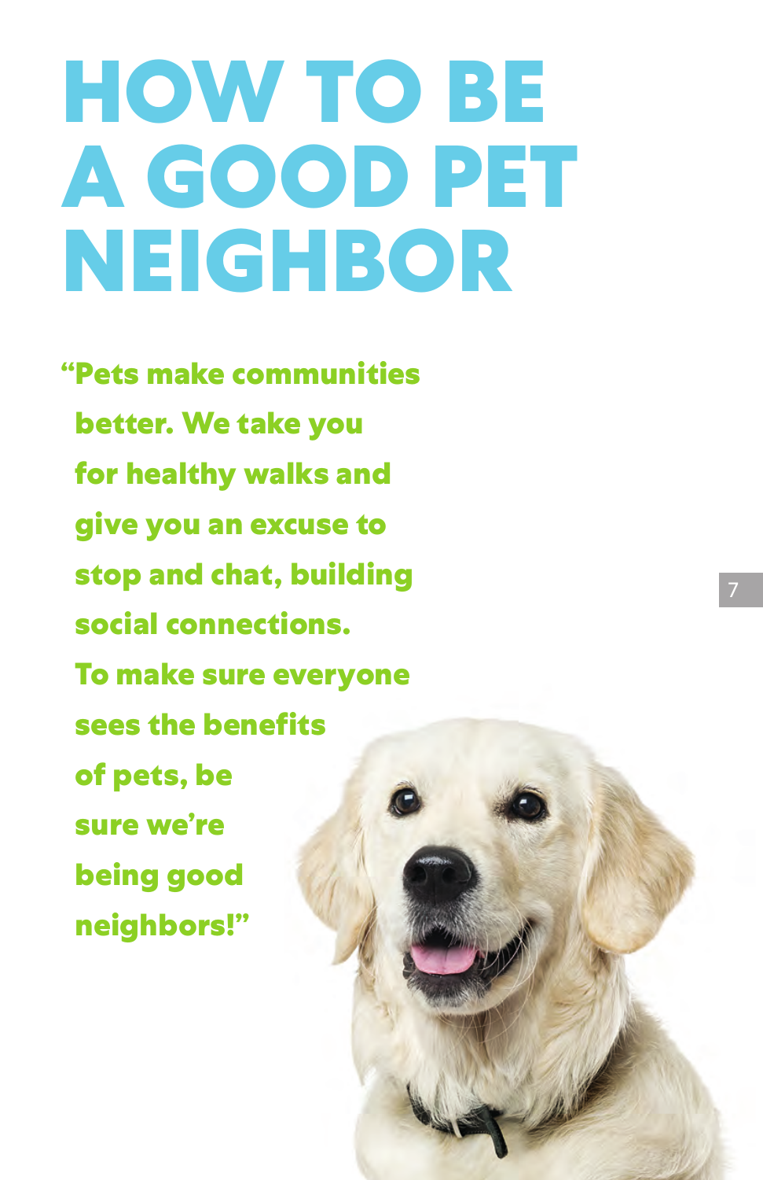# HOW TO BE A GOOD PET NEIGHBOR

**"Pets make communities better. We take you for healthy walks and give you an excuse to stop and chat, building social connections. To make sure everyone sees the benefits of pets, be sure we're being good neighbors!"**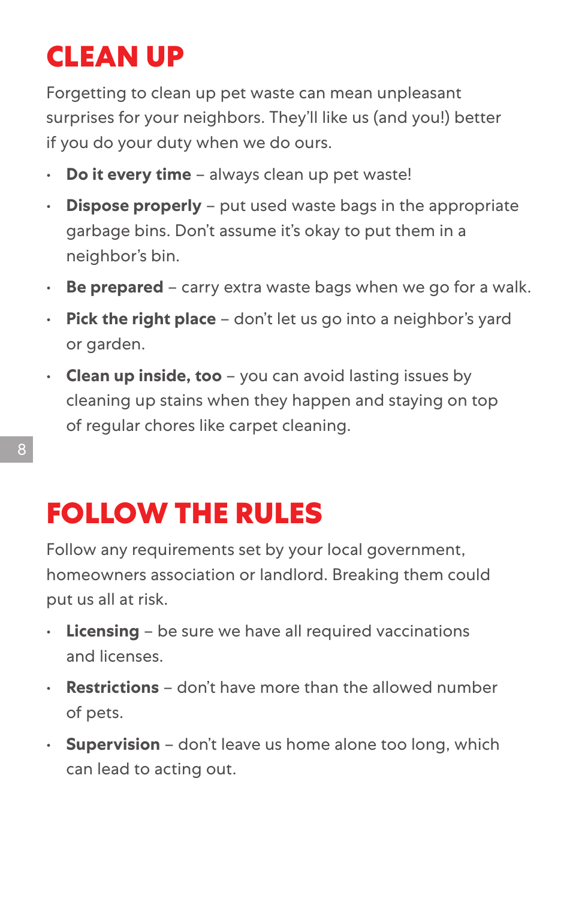# CLEAN UP

Forgetting to clean up pet waste can mean unpleasant surprises for your neighbors. They'll like us (and you!) better if you do your duty when we do ours.

- **Do it every time** – always clean up pet waste!
- **Dispose properly** – put used waste bags in the appropriate garbage bins. Don't assume it's okay to put them in a neighbor's bin.
- **Be prepared** – carry extra waste bags when we go for a walk.
- **Pick the right place** – don't let us go into a neighbor's yard or garden.
- **Clean up inside, too** – you can avoid lasting issues by cleaning up stains when they happen and staying on top of regular chores like carpet cleaning.

# FOLLOW THE RULES

Follow any requirements set by your local government, homeowners association or landlord. Breaking them could put us all at risk.

- **Licensing** – be sure we have all required vaccinations and licenses.
- **Restrictions** – don't have more than the allowed number of pets.
- **Supervision** – don't leave us home alone too long, which can lead to acting out.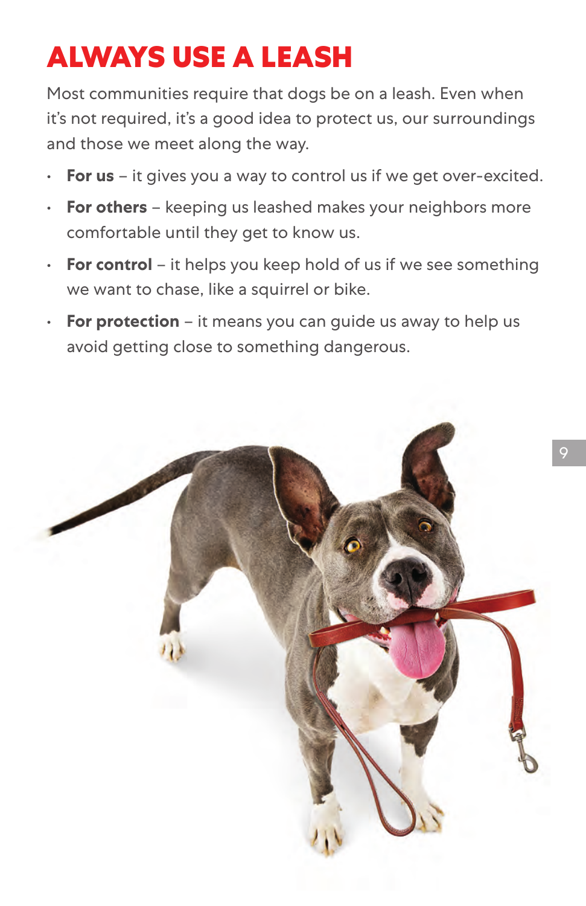# ALWAYS USE A LEASH

Most communities require that dogs be on a leash. Even when it's not required, it's a good idea to protect us, our surroundings and those we meet along the way.

- **For us** – it gives you a way to control us if we get over-excited.
- **For others** – keeping us leashed makes your neighbors more comfortable until they get to know us.
- **For control** – it helps you keep hold of us if we see something we want to chase, like a squirrel or bike.
- **For protection** – it means you can guide us away to help us avoid getting close to something dangerous.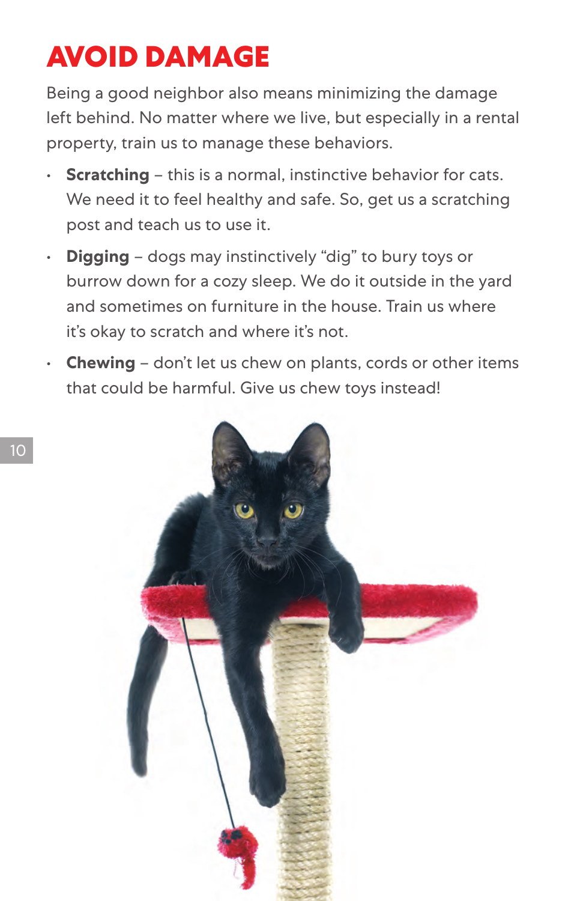# AVOID DAMAGE

Being a good neighbor also means minimizing the damage left behind. No matter where we live, but especially in a rental property, train us to manage these behaviors.

- **Scratching** – this is a normal, instinctive behavior for cats. We need it to feel healthy and safe. So, get us a scratching post and teach us to use it.
- **Digging** – dogs may instinctively "dig" to bury toys or burrow down for a cozy sleep. We do it outside in the yard and sometimes on furniture in the house. Train us where it's okay to scratch and where it's not.
- **Chewing** – don't let us chew on plants, cords or other items that could be harmful. Give us chew toys instead!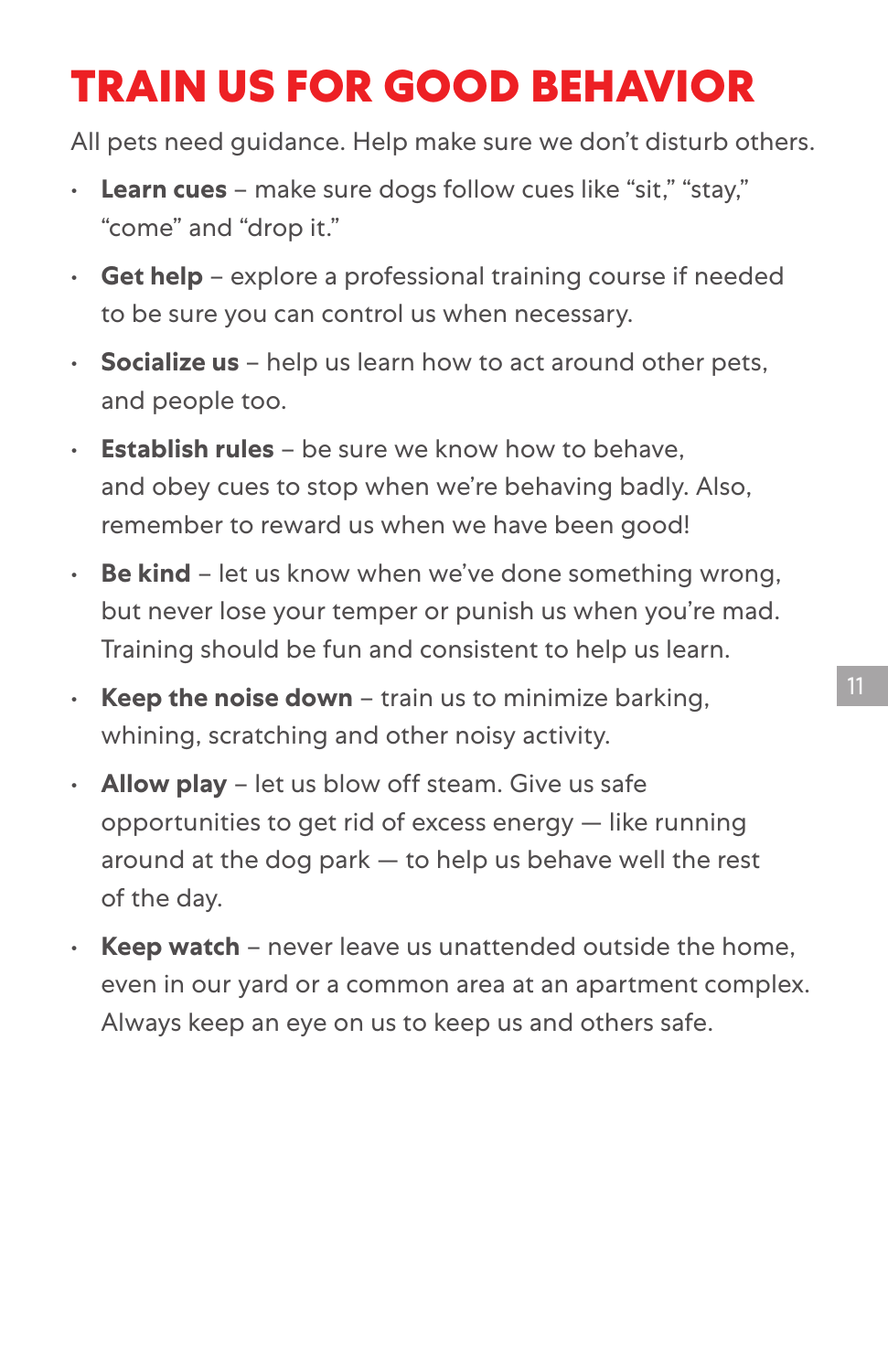# TRAIN US FOR GOOD BEHAVIOR

All pets need guidance. Help make sure we don't disturb others.

- **Learn cues** – make sure dogs follow cues like "sit," "stay," "come" and "drop it."
- **Get help** – explore a professional training course if needed to be sure you can control us when necessary.
- **Socialize us** – help us learn how to act around other pets, and people too.
- **Establish rules** – be sure we know how to behave, and obey cues to stop when we're behaving badly. Also, remember to reward us when we have been good!
- **Be kind** – let us know when we've done something wrong, but never lose your temper or punish us when you're mad. Training should be fun and consistent to help us learn.
- **Keep the noise down** – train us to minimize barking, whining, scratching and other noisy activity.
- **Allow play** – let us blow off steam. Give us safe opportunities to get rid of excess energy — like running around at the dog park — to help us behave well the rest of the day.
- **Keep watch** – never leave us unattended outside the home, even in our yard or a common area at an apartment complex. Always keep an eye on us to keep us and others safe.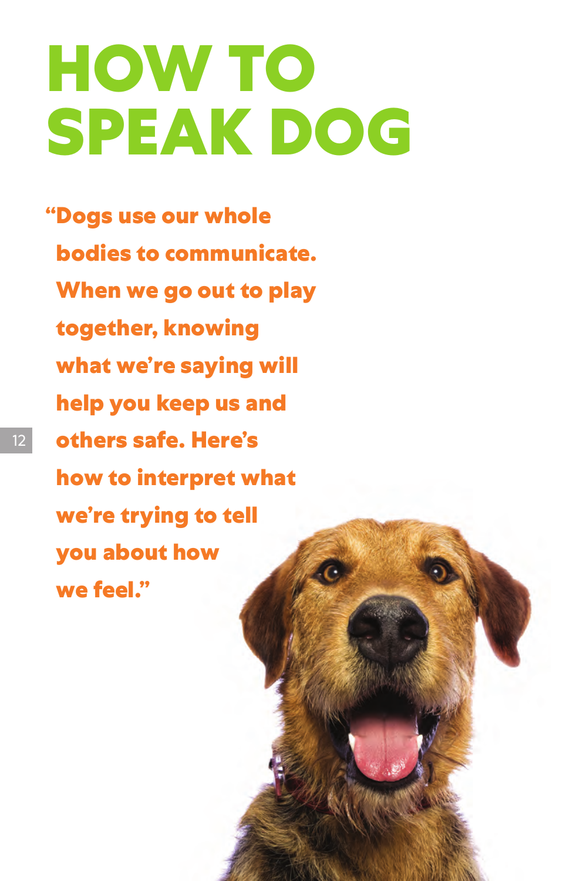# HOW TO SPEAK DOG

**"Dogs use our whole bodies to communicate. When we go out to play together, knowing what we're saying will help you keep us and others safe. Here's how to interpret what we're trying to tell you about how we feel."**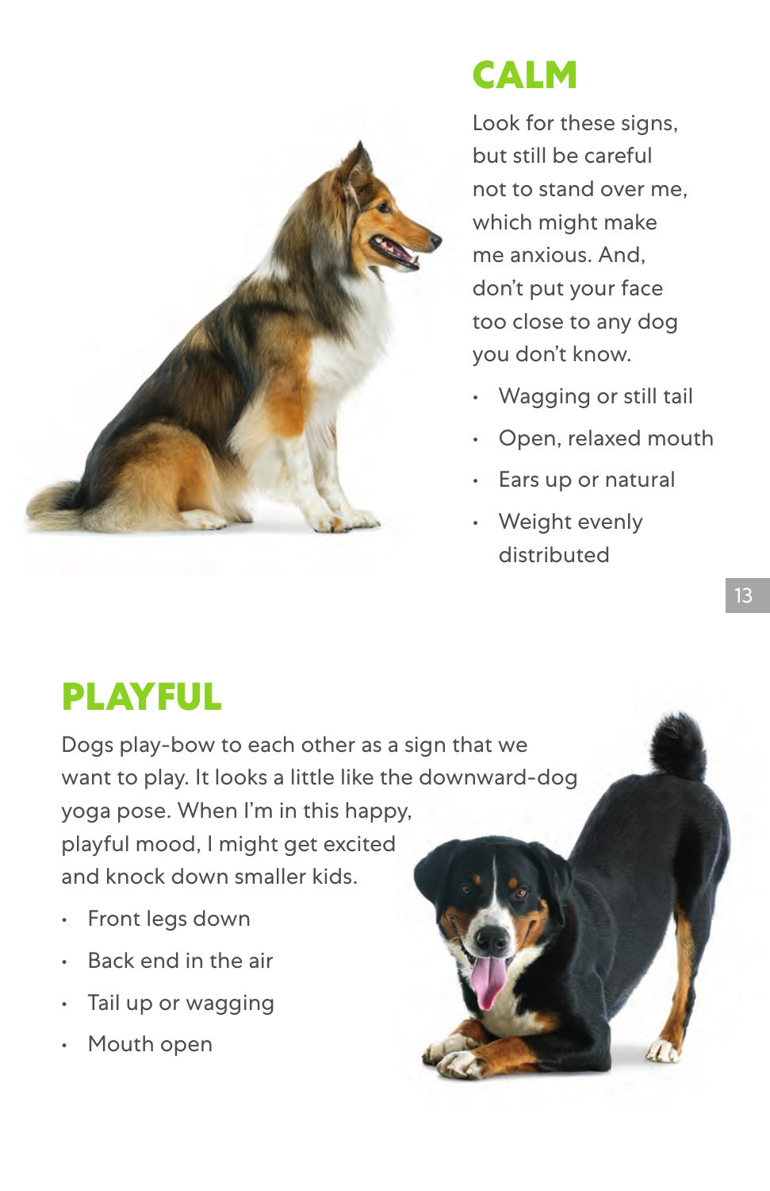## CALM

Look for these signs, but still be careful not to stand over me, which might make me anxious. And, don't put your face too close to any dog you don't know.

- Wagging or still tail
- Open, relaxed mouth
- Ears up or natural
- Weight evenly distributed

## PLAYFUL

Dogs play-bow to each other as a sign that we want to play. It looks a little like the downward-dog yoga pose. When I'm in this happy, playful mood, I might get excited and knock down smaller kids.

- Front legs down
- Back end in the air
- Tail up or wagging
- Mouth open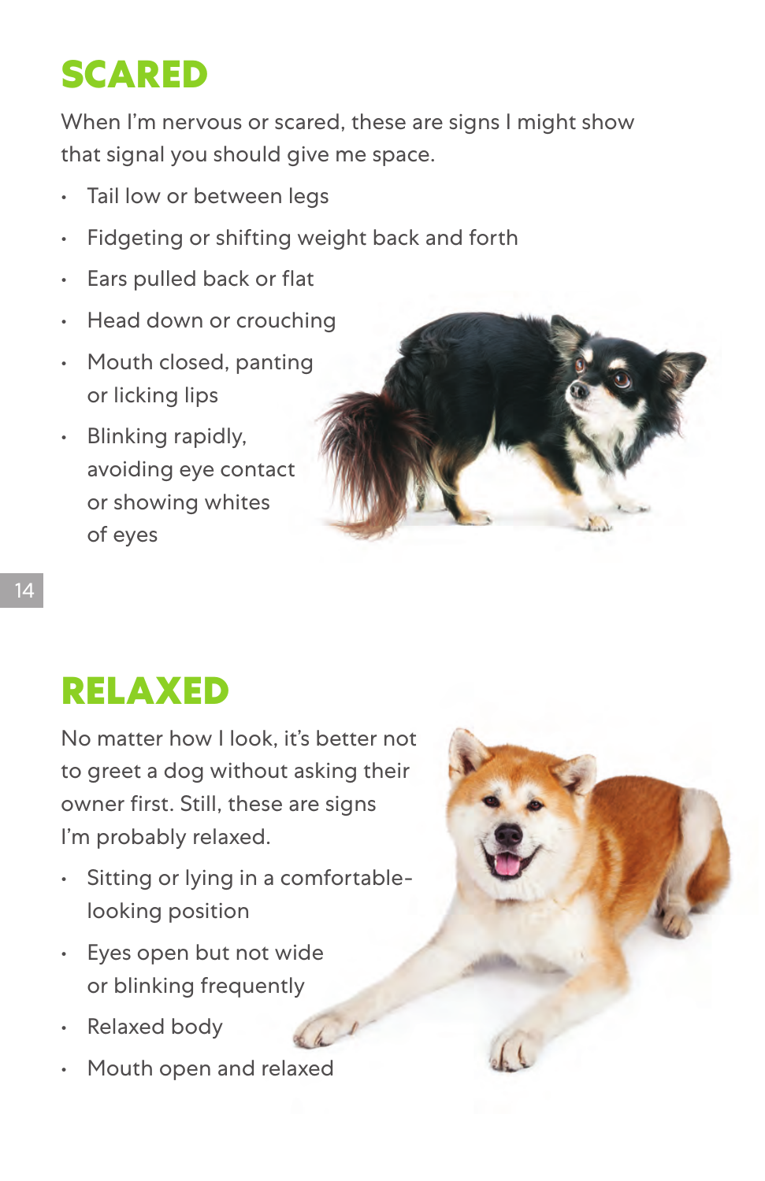## SCARED

When I'm nervous or scared, these are signs I might show that signal you should give me space.

- Tail low or between legs
- Fidgeting or shifting weight back and forth
- Ears pulled back or flat
- Head down or crouching
- Mouth closed, panting or licking lips
- Blinking rapidly, avoiding eye contact or showing whites of eyes

## RELAXED

No matter how I look, it's better not to greet a dog without asking their owner first. Still, these are signs I'm probably relaxed.

- Sitting or lying in a comfortable-looking position
- Eyes open but not wide or blinking frequently
- Relaxed body
- Mouth open and relaxed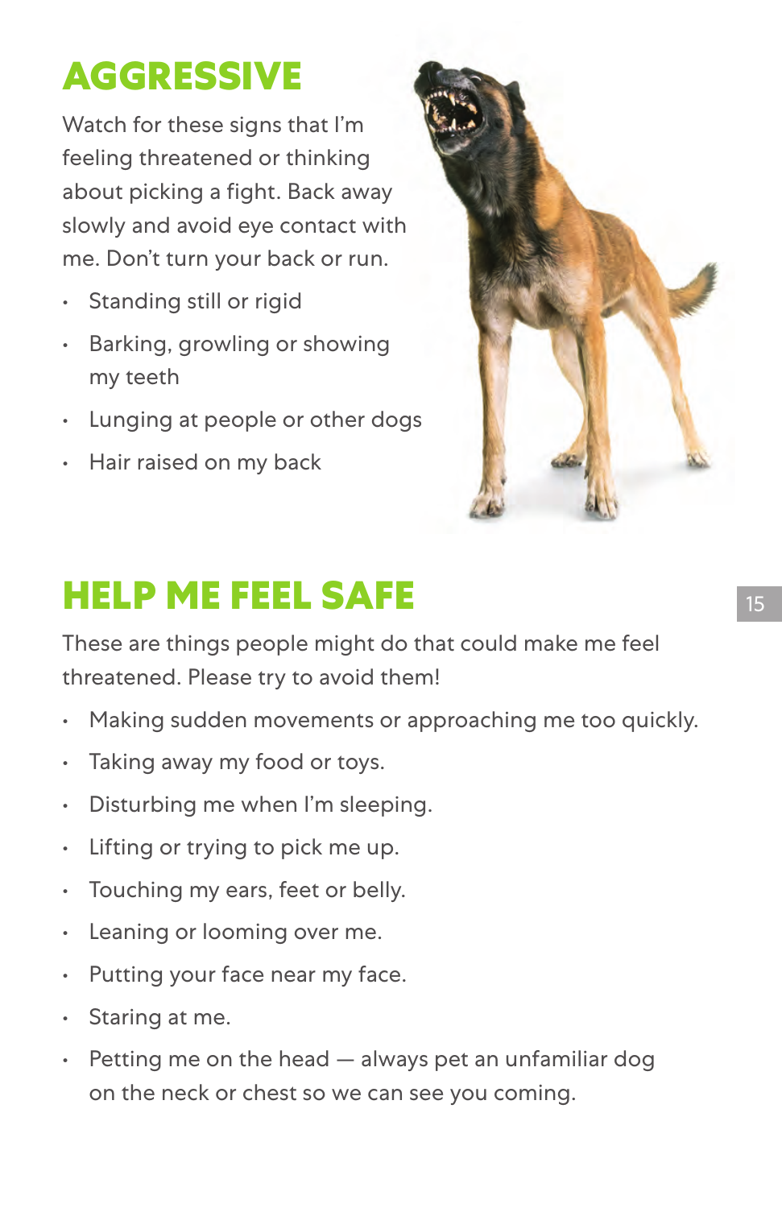## AGGRESSIVE

Watch for these signs that I'm feeling threatened or thinking about picking a fight. Back away slowly and avoid eye contact with me. Don't turn your back or run.

- Standing still or rigid
- Barking, growling or showing my teeth
- Lunging at people or other dogs
- Hair raised on my back

## HELP ME FEEL SAFE

These are things people might do that could make me feel threatened. Please try to avoid them!

- Making sudden movements or approaching me too quickly.
- Taking away my food or toys.
- Disturbing me when I'm sleeping.
- Lifting or trying to pick me up.
- Touching my ears, feet or belly.
- Leaning or looming over me.
- Putting your face near my face.
- Staring at me.
- Petting me on the head — always pet an unfamiliar dog on the neck or chest so we can see you coming.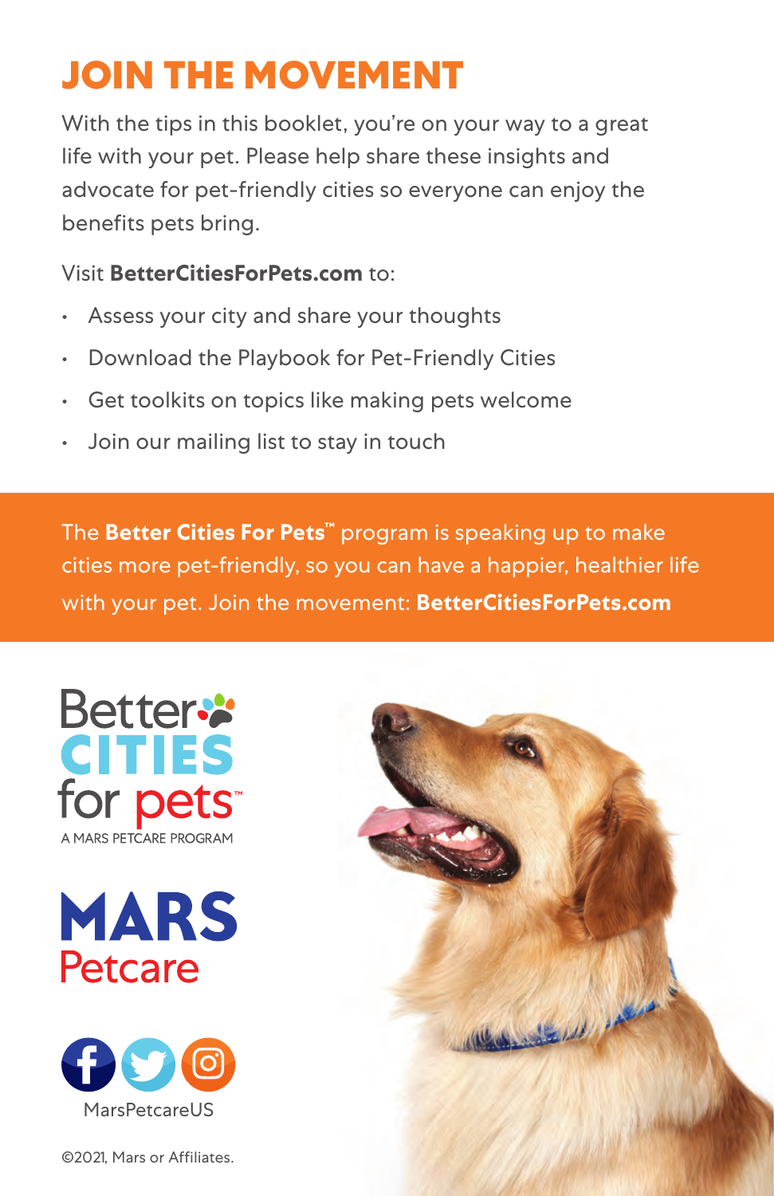# JOIN THE MOVEMENT

With the tips in this booklet, you're on your way to a great life with your pet. Please help share these insights and advocate for pet-friendly cities so everyone can enjoy the benefits pets bring.

Visit **BetterCitiesForPets.com** to:

- Assess your city and share your thoughts
- Download the Playbook for Pet-Friendly Cities
- Get toolkits on topics like making pets welcome
- Join our mailing list to stay in touch

The **Better Cities For Pets™** program is speaking up to make cities more pet-friendly, so you can have a happier, healthier life with your pet. Join the movement: **BetterCitiesForPets.com**

Better CITIES for pets™

A MARS PETCARE PROGRAM

MARS Petcare

MarsPetcareUS

©2021, Mars or Affiliates.